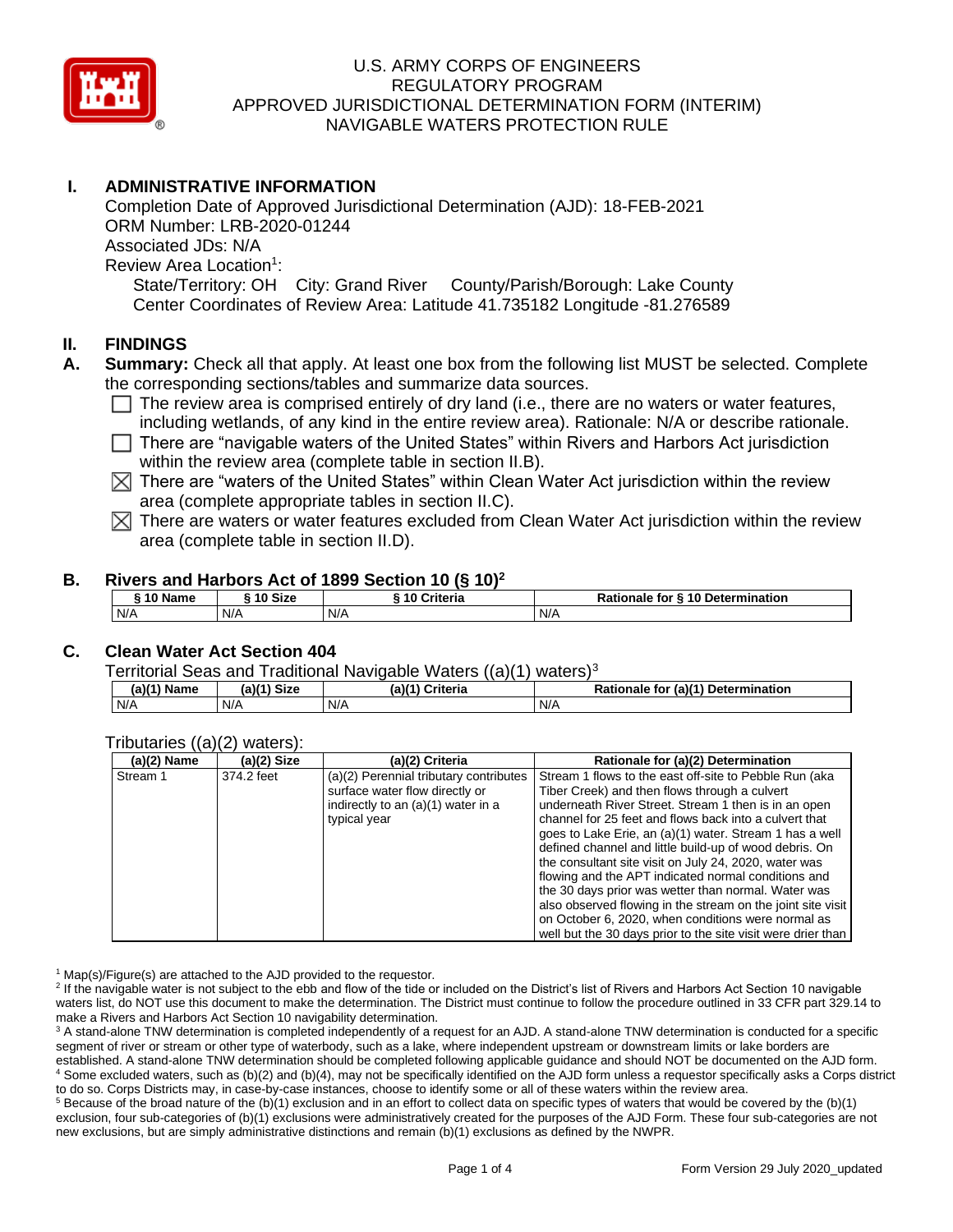U.S. ARMY CORPS OF ENGINEERS
REGULATORY PROGRAM
APPROVED JURISDICTIONAL DETERMINATION FORM (INTERIM)
NAVIGABLE WATERS PROTECTION RULE

# I. ADMINISTRATIVE INFORMATION

Completion Date of Approved Jurisdictional Determination (AJD): 18-FEB-2021
ORM Number: LRB-2020-01244
Associated JDs: N/A
Review Area Location[1]:
State/Territory: OH City: Grand River County/Parish/Borough: Lake County
Center Coordinates of Review Area: Latitude 41.735182 Longitude -81.276589

# II. FINDINGS

**A. Summary:** Check all that apply. At least one box from the following list MUST be selected. Complete the corresponding sections/tables and summarize data sources.

- ☐ The review area is comprised entirely of dry land (i.e., there are no waters or water features, including wetlands, of any kind in the entire review area). Rationale: N/A or describe rationale.
- ☐ There are "navigable waters of the United States" within Rivers and Harbors Act jurisdiction within the review area (complete table in section II.B).
- ☒ There are "waters of the United States" within Clean Water Act jurisdiction within the review area (complete appropriate tables in section II.C).
- ☒ There are waters or water features excluded from Clean Water Act jurisdiction within the review area (complete table in section II.D).

## B. Rivers and Harbors Act of 1899 Section 10 (§ 10)[2]

| § 10 Name | § 10 Size | § 10 Criteria | Rationale for § 10 Determination |
|---|---|---|---|
| N/A | N/A | N/A | N/A |

## C. Clean Water Act Section 404

Territorial Seas and Traditional Navigable Waters ((a)(1) waters)[3]

| (a)(1) Name | (a)(1) Size | (a)(1) Criteria | Rationale for (a)(1) Determination |
|---|---|---|---|
| N/A | N/A | N/A | N/A |

Tributaries ((a)(2) waters):

| (a)(2) Name | (a)(2) Size | (a)(2) Criteria | Rationale for (a)(2) Determination |
|---|---|---|---|
| Stream 1 | 374.2 feet | (a)(2) Perennial tributary contributes surface water flow directly or indirectly to an (a)(1) water in a typical year | Stream 1 flows to the east off-site to Pebble Run (aka Tiber Creek) and then flows through a culvert underneath River Street. Stream 1 then is in an open channel for 25 feet and flows back into a culvert that goes to Lake Erie, an (a)(1) water. Stream 1 has a well defined channel and little build-up of wood debris. On the consultant site visit on July 24, 2020, water was flowing and the APT indicated normal conditions and the 30 days prior was wetter than normal. Water was also observed flowing in the stream on the joint site visit on October 6, 2020, when conditions were normal as well but the 30 days prior to the site visit were drier than |

[1] Map(s)/Figure(s) are attached to the AJD provided to the requestor.
[2] If the navigable water is not subject to the ebb and flow of the tide or included on the District's list of Rivers and Harbors Act Section 10 navigable waters list, do NOT use this document to make the determination. The District must continue to follow the procedure outlined in 33 CFR part 329.14 to make a Rivers and Harbors Act Section 10 navigability determination.
[3] A stand-alone TNW determination is completed independently of a request for an AJD. A stand-alone TNW determination is conducted for a specific segment of river or stream or other type of waterbody, such as a lake, where independent upstream or downstream limits or lake borders are established. A stand-alone TNW determination should be completed following applicable guidance and should NOT be documented on the AJD form.
[4] Some excluded waters, such as (b)(2) and (b)(4), may not be specifically identified on the AJD form unless a requestor specifically asks a Corps district to do so. Corps Districts may, in case-by-case instances, choose to identify some or all of these waters within the review area.
[5] Because of the broad nature of the (b)(1) exclusion and in an effort to collect data on specific types of waters that would be covered by the (b)(1) exclusion, four sub-categories of (b)(1) exclusions were administratively created for the purposes of the AJD Form. These four sub-categories are not new exclusions, but are simply administrative distinctions and remain (b)(1) exclusions as defined by the NWPR.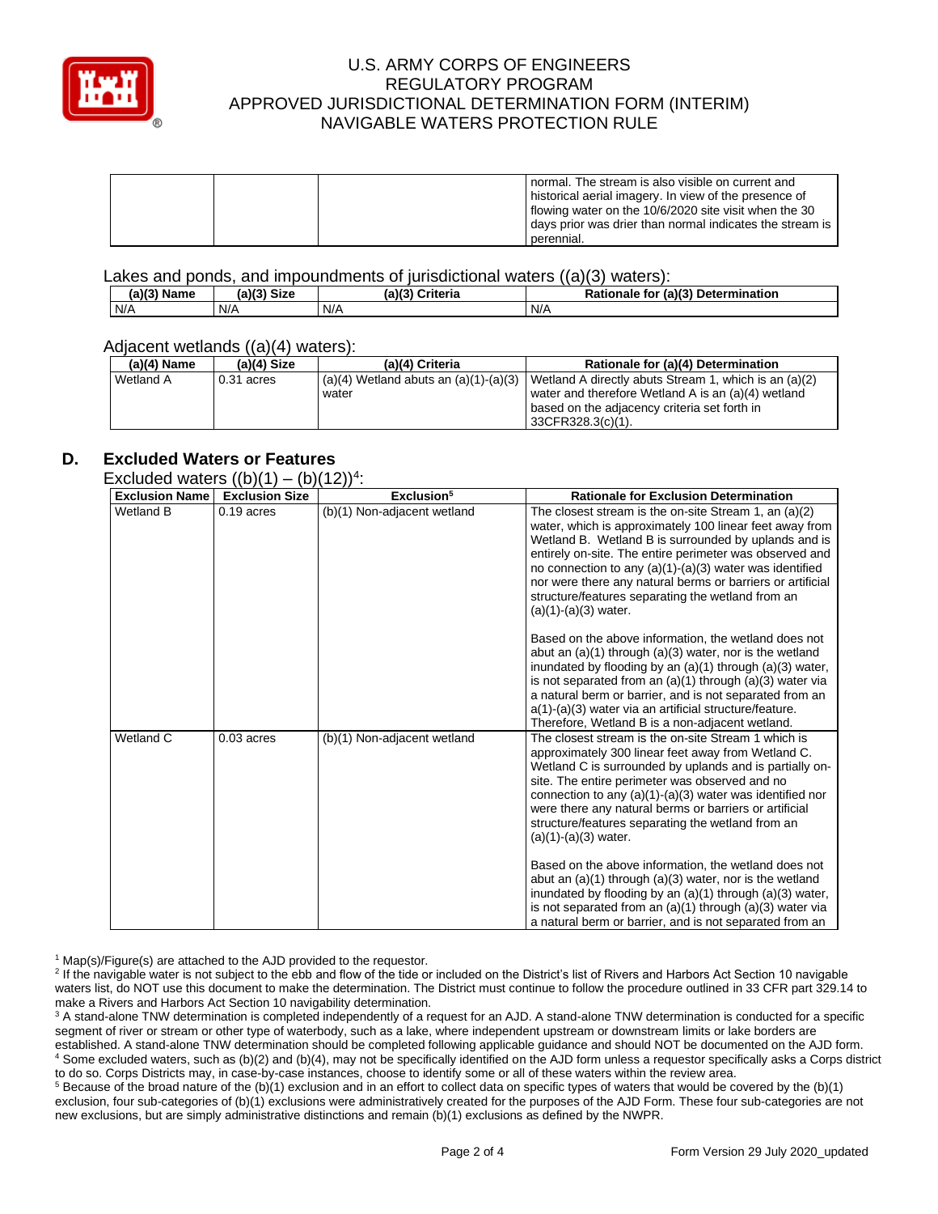| | | | normal. The stream is also visible on current and historical aerial imagery. In view of the presence of flowing water on the 10/6/2020 site visit when the 30 days prior was drier than normal indicates the stream is perennial. |
|---|---|---|---|

Lakes and ponds, and impoundments of jurisdictional waters ((a)(3) waters):

| (a)(3) Name | (a)(3) Size | (a)(3) Criteria | Rationale for (a)(3) Determination |
|---|---|---|---|
| N/A | N/A | N/A | N/A |

Adjacent wetlands ((a)(4) waters):

| (a)(4) Name | (a)(4) Size | (a)(4) Criteria | Rationale for (a)(4) Determination |
|---|---|---|---|
| Wetland A | 0.31 acres | (a)(4) Wetland abuts an (a)(1)-(a)(3) water | Wetland A directly abuts Stream 1, which is an (a)(2) water and therefore Wetland A is an (a)(4) wetland based on the adjacency criteria set forth in 33CFR328.3(c)(1). |

## D. Excluded Waters or Features

Excluded waters ((b)(1) – (b)(12))[4]:

| Exclusion Name | Exclusion Size | Exclusion[5] | Rationale for Exclusion Determination |
|---|---|---|---|
| Wetland B | 0.19 acres | (b)(1) Non-adjacent wetland | The closest stream is the on-site Stream 1, an (a)(2) water, which is approximately 100 linear feet away from Wetland B. Wetland B is surrounded by uplands and is entirely on-site. The entire perimeter was observed and no connection to any (a)(1)-(a)(3) water was identified nor were there any natural berms or barriers or artificial structure/features separating the wetland from an (a)(1)-(a)(3) water.<br><br>Based on the above information, the wetland does not abut an (a)(1) through (a)(3) water, nor is the wetland inundated by flooding by an (a)(1) through (a)(3) water, is not separated from an (a)(1) through (a)(3) water via a natural berm or barrier, and is not separated from an a(1)-(a)(3) water via an artificial structure/feature. Therefore, Wetland B is a non-adjacent wetland. |
| Wetland C | 0.03 acres | (b)(1) Non-adjacent wetland | The closest stream is the on-site Stream 1 which is approximately 300 linear feet away from Wetland C. Wetland C is surrounded by uplands and is partially on-site. The entire perimeter was observed and no connection to any (a)(1)-(a)(3) water was identified nor were there any natural berms or barriers or artificial structure/features separating the wetland from an (a)(1)-(a)(3) water.<br><br>Based on the above information, the wetland does not abut an (a)(1) through (a)(3) water, nor is the wetland inundated by flooding by an (a)(1) through (a)(3) water, is not separated from an (a)(1) through (a)(3) water via a natural berm or barrier, and is not separated from an |

[1] Map(s)/Figure(s) are attached to the AJD provided to the requestor.
[2] If the navigable water is not subject to the ebb and flow of the tide or included on the District's list of Rivers and Harbors Act Section 10 navigable waters list, do NOT use this document to make the determination. The District must continue to follow the procedure outlined in 33 CFR part 329.14 to make a Rivers and Harbors Act Section 10 navigability determination.
[3] A stand-alone TNW determination is completed independently of a request for an AJD. A stand-alone TNW determination is conducted for a specific segment of river or stream or other type of waterbody, such as a lake, where independent upstream or downstream limits or lake borders are established. A stand-alone TNW determination should be completed following applicable guidance and should NOT be documented on the AJD form.
[4] Some excluded waters, such as (b)(2) and (b)(4), may not be specifically identified on the AJD form unless a requestor specifically asks a Corps district to do so. Corps Districts may, in case-by-case instances, choose to identify some or all of these waters within the review area.
[5] Because of the broad nature of the (b)(1) exclusion and in an effort to collect data on specific types of waters that would be covered by the (b)(1) exclusion, four sub-categories of (b)(1) exclusions were administratively created for the purposes of the AJD Form. These four sub-categories are not new exclusions, but are simply administrative distinctions and remain (b)(1) exclusions as defined by the NWPR.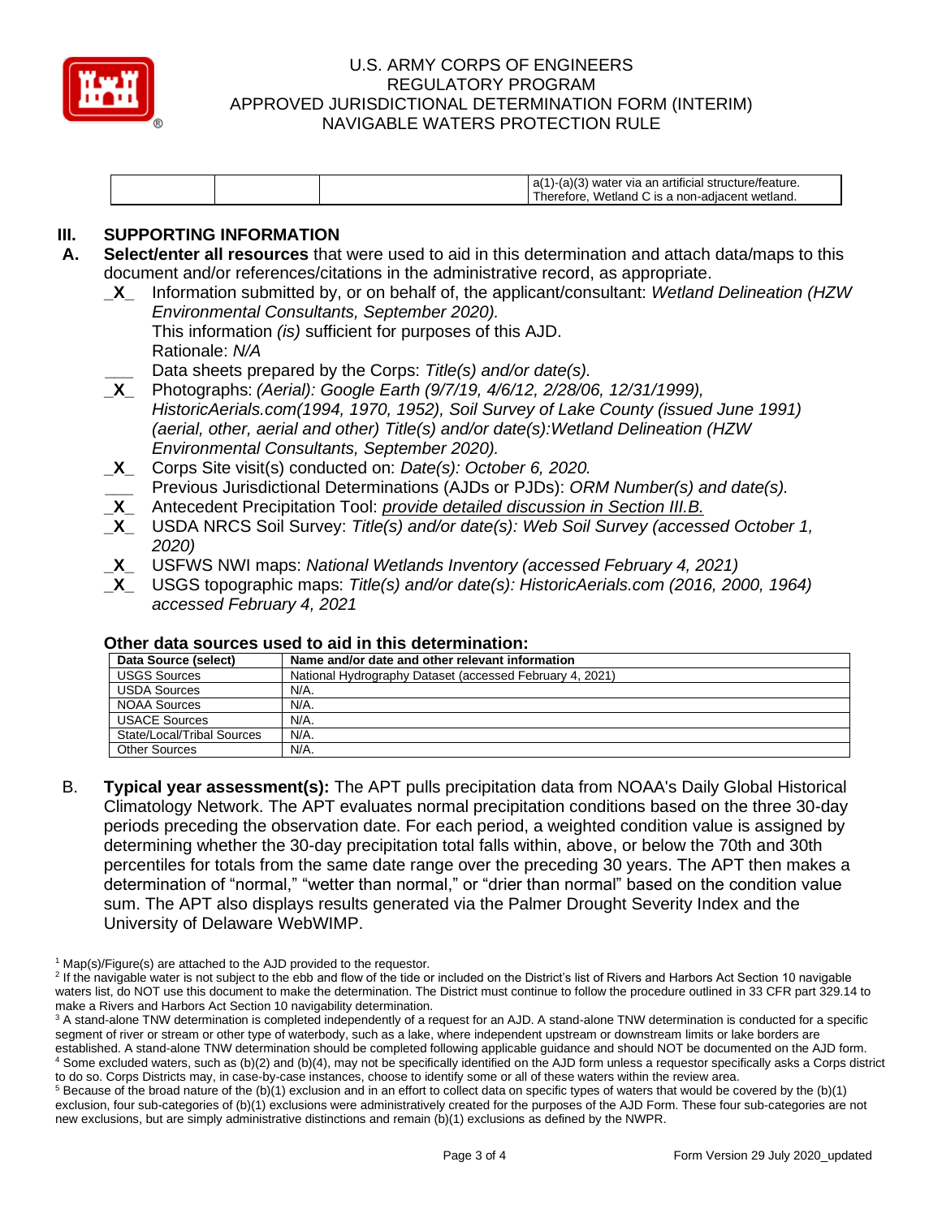| | | | a(1)-(a)(3) water via an artificial structure/feature. Therefore, Wetland C is a non-adjacent wetland. |
|---|---|---|---|

## III. SUPPORTING INFORMATION

**A. Select/enter all resources** that were used to aid in this determination and attach data/maps to this document and/or references/citations in the administrative record, as appropriate.

_X_ Information submitted by, or on behalf of, the applicant/consultant: *Wetland Delineation (HZW Environmental Consultants, September 2020).*
This information *(is)* sufficient for purposes of this AJD.
Rationale: *N/A*

___ Data sheets prepared by the Corps: *Title(s) and/or date(s).*

_X_ Photographs: *(Aerial): Google Earth (9/7/19, 4/6/12, 2/28/06, 12/31/1999), HistoricAerials.com(1994, 1970, 1952), Soil Survey of Lake County (issued June 1991) (aerial, other, aerial and other) Title(s) and/or date(s):Wetland Delineation (HZW Environmental Consultants, September 2020).*

_X_ Corps Site visit(s) conducted on: *Date(s): October 6, 2020.*

___ Previous Jurisdictional Determinations (AJDs or PJDs): *ORM Number(s) and date(s).*

_X_ Antecedent Precipitation Tool: *provide detailed discussion in Section III.B.*

_X_ USDA NRCS Soil Survey: *Title(s) and/or date(s): Web Soil Survey (accessed October 1, 2020)*

_X_ USFWS NWI maps: *National Wetlands Inventory (accessed February 4, 2021)*

_X_ USGS topographic maps: *Title(s) and/or date(s): HistoricAerials.com (2016, 2000, 1964) accessed February 4, 2021*

### Other data sources used to aid in this determination:

| Data Source (select) | Name and/or date and other relevant information |
|---|---|
| USGS Sources | National Hydrography Dataset (accessed February 4, 2021) |
| USDA Sources | N/A. |
| NOAA Sources | N/A. |
| USACE Sources | N/A. |
| State/Local/Tribal Sources | N/A. |
| Other Sources | N/A. |

B. **Typical year assessment(s):** The APT pulls precipitation data from NOAA's Daily Global Historical Climatology Network. The APT evaluates normal precipitation conditions based on the three 30-day periods preceding the observation date. For each period, a weighted condition value is assigned by determining whether the 30-day precipitation total falls within, above, or below the 70th and 30th percentiles for totals from the same date range over the preceding 30 years. The APT then makes a determination of "normal," "wetter than normal," or "drier than normal" based on the condition value sum. The APT also displays results generated via the Palmer Drought Severity Index and the University of Delaware WebWIMP.

[1] Map(s)/Figure(s) are attached to the AJD provided to the requestor.
[2] If the navigable water is not subject to the ebb and flow of the tide or included on the District's list of Rivers and Harbors Act Section 10 navigable waters list, do NOT use this document to make the determination. The District must continue to follow the procedure outlined in 33 CFR part 329.14 to make a Rivers and Harbors Act Section 10 navigability determination.
[3] A stand-alone TNW determination is completed independently of a request for an AJD. A stand-alone TNW determination is conducted for a specific segment of river or stream or other type of waterbody, such as a lake, where independent upstream or downstream limits or lake borders are established. A stand-alone TNW determination should be completed following applicable guidance and should NOT be documented on the AJD form.
[4] Some excluded waters, such as (b)(2) and (b)(4), may not be specifically identified on the AJD form unless a requestor specifically asks a Corps district to do so. Corps Districts may, in case-by-case instances, choose to identify some or all of these waters within the review area.
[5] Because of the broad nature of the (b)(1) exclusion and in an effort to collect data on specific types of waters that would be covered by the (b)(1) exclusion, four sub-categories of (b)(1) exclusions were administratively created for the purposes of the AJD Form. These four sub-categories are not new exclusions, but are simply administrative distinctions and remain (b)(1) exclusions as defined by the NWPR.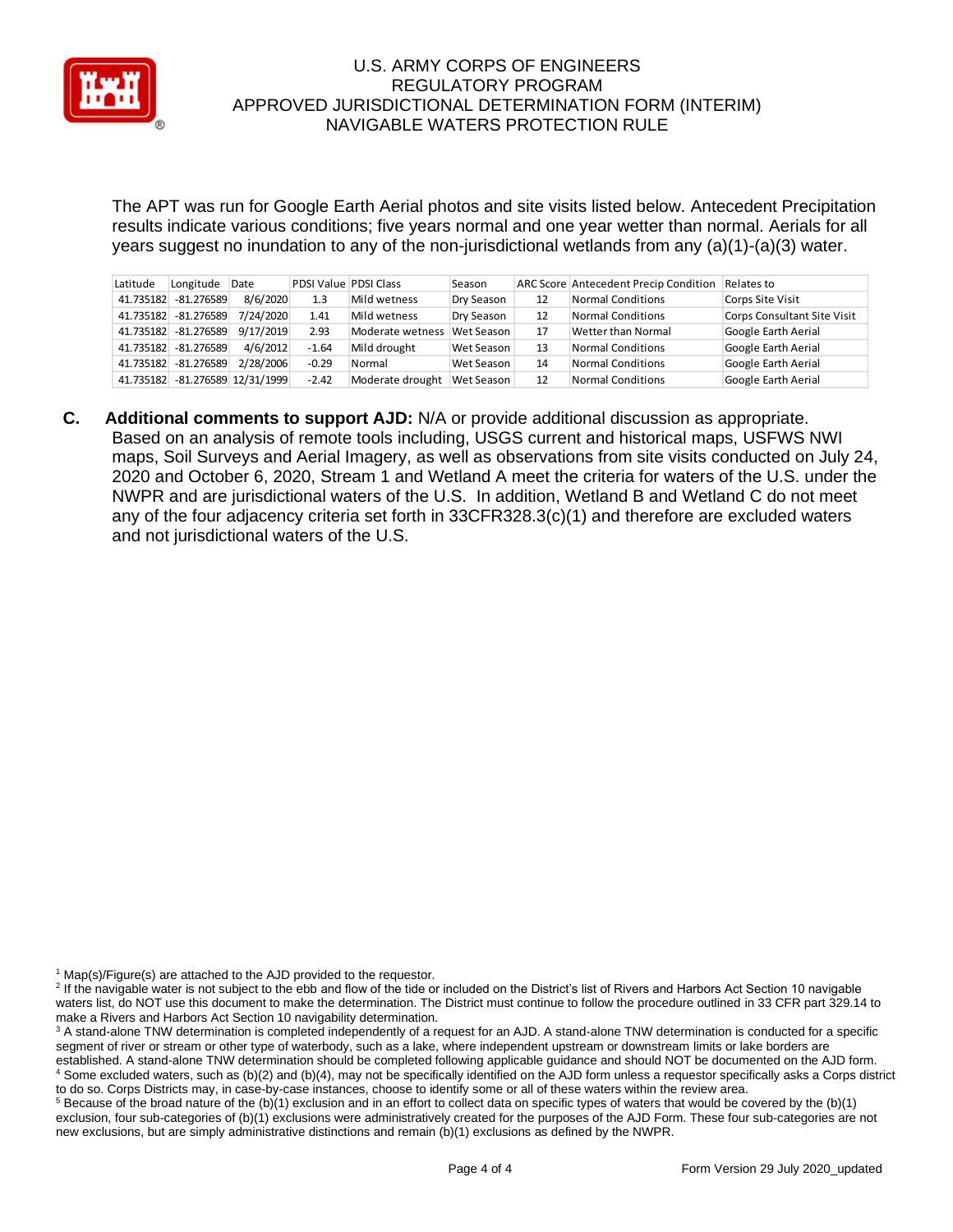The APT was run for Google Earth Aerial photos and site visits listed below. Antecedent Precipitation results indicate various conditions; five years normal and one year wetter than normal. Aerials for all years suggest no inundation to any of the non-jurisdictional wetlands from any (a)(1)-(a)(3) water.

| Latitude | Longitude | Date | PDSI Value | PDSI Class | Season | ARC Score | Antecedent Precip Condition | Relates to |
|---|---|---|---|---|---|---|---|---|
| 41.735182 | -81.276589 | 8/6/2020 | 1.3 | Mild wetness | Dry Season | 12 | Normal Conditions | Corps Site Visit |
| 41.735182 | -81.276589 | 7/24/2020 | 1.41 | Mild wetness | Dry Season | 12 | Normal Conditions | Corps Consultant Site Visit |
| 41.735182 | -81.276589 | 9/17/2019 | 2.93 | Moderate wetness | Wet Season | 17 | Wetter than Normal | Google Earth Aerial |
| 41.735182 | -81.276589 | 4/6/2012 | -1.64 | Mild drought | Wet Season | 13 | Normal Conditions | Google Earth Aerial |
| 41.735182 | -81.276589 | 2/28/2006 | -0.29 | Normal | Wet Season | 14 | Normal Conditions | Google Earth Aerial |
| 41.735182 | -81.276589 | 12/31/1999 | -2.42 | Moderate drought | Wet Season | 12 | Normal Conditions | Google Earth Aerial |

**C. Additional comments to support AJD:** N/A or provide additional discussion as appropriate. Based on an analysis of remote tools including, USGS current and historical maps, USFWS NWI maps, Soil Surveys and Aerial Imagery, as well as observations from site visits conducted on July 24, 2020 and October 6, 2020, Stream 1 and Wetland A meet the criteria for waters of the U.S. under the NWPR and are jurisdictional waters of the U.S. In addition, Wetland B and Wetland C do not meet any of the four adjacency criteria set forth in 33CFR328.3(c)(1) and therefore are excluded waters and not jurisdictional waters of the U.S.

[1] Map(s)/Figure(s) are attached to the AJD provided to the requestor.

[2] If the navigable water is not subject to the ebb and flow of the tide or included on the District's list of Rivers and Harbors Act Section 10 navigable waters list, do NOT use this document to make the determination. The District must continue to follow the procedure outlined in 33 CFR part 329.14 to make a Rivers and Harbors Act Section 10 navigability determination.

[3] A stand-alone TNW determination is completed independently of a request for an AJD. A stand-alone TNW determination is conducted for a specific segment of river or stream or other type of waterbody, such as a lake, where independent upstream or downstream limits or lake borders are established. A stand-alone TNW determination should be completed following applicable guidance and should NOT be documented on the AJD form.

[4] Some excluded waters, such as (b)(2) and (b)(4), may not be specifically identified on the AJD form unless a requestor specifically asks a Corps district to do so. Corps Districts may, in case-by-case instances, choose to identify some or all of these waters within the review area.

[5] Because of the broad nature of the (b)(1) exclusion and in an effort to collect data on specific types of waters that would be covered by the (b)(1) exclusion, four sub-categories of (b)(1) exclusions were administratively created for the purposes of the AJD Form. These four sub-categories are not new exclusions, but are simply administrative distinctions and remain (b)(1) exclusions as defined by the NWPR.